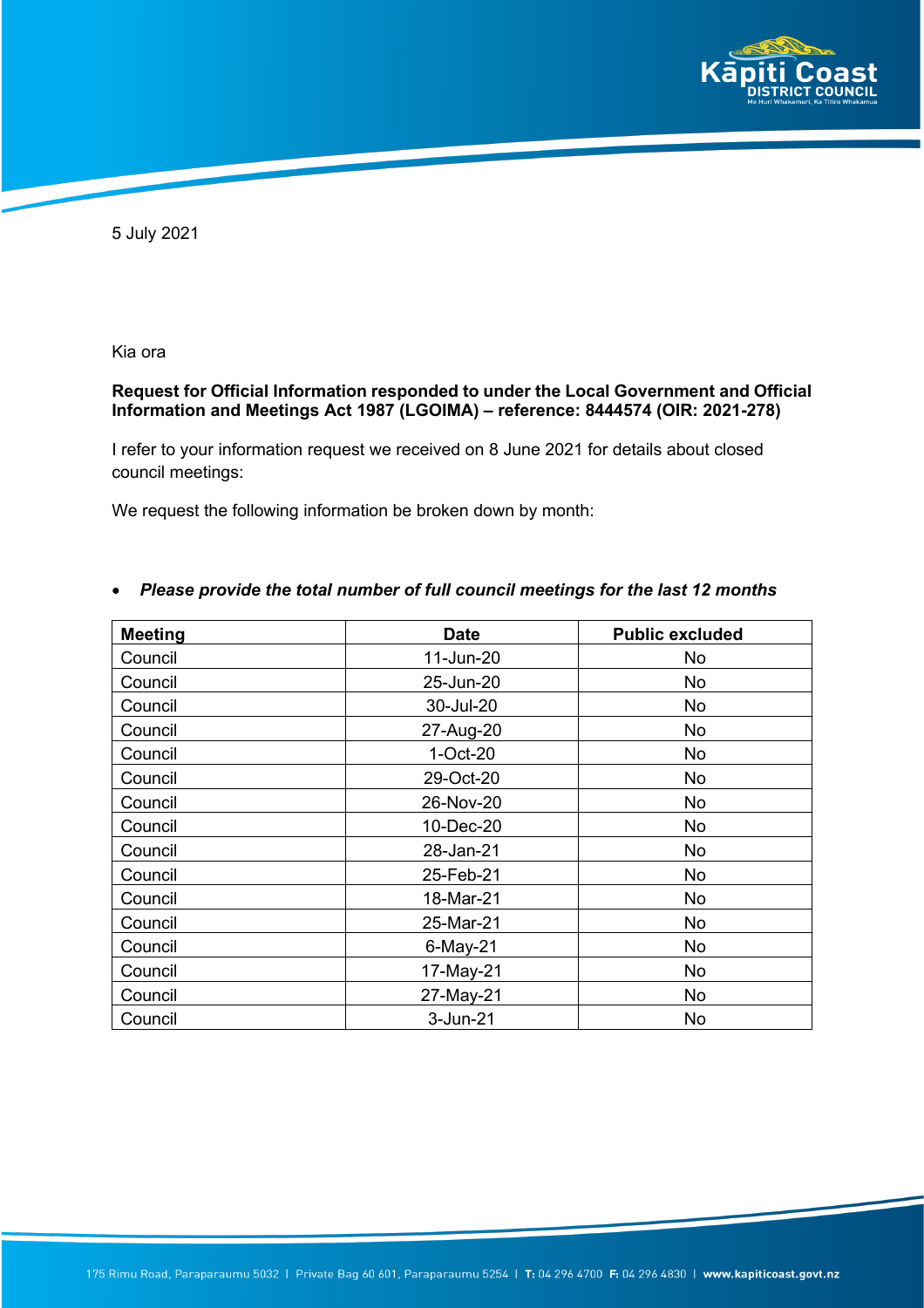5 July 2021

Kia ora

**Request for Official Information responded to under the Local Government and Official Information and Meetings Act 1987 (LGOIMA) – reference: 8444574 (OIR: 2021-278)**

I refer to your information request we received on 8 June 2021 for details about closed council meetings:

We request the following information be broken down by month:

- ***Please provide the total number of full council meetings for the last 12 months***

| Meeting | Date | Public excluded |
|---|---|---|
| Council | 11-Jun-20 | No |
| Council | 25-Jun-20 | No |
| Council | 30-Jul-20 | No |
| Council | 27-Aug-20 | No |
| Council | 1-Oct-20 | No |
| Council | 29-Oct-20 | No |
| Council | 26-Nov-20 | No |
| Council | 10-Dec-20 | No |
| Council | 28-Jan-21 | No |
| Council | 25-Feb-21 | No |
| Council | 18-Mar-21 | No |
| Council | 25-Mar-21 | No |
| Council | 6-May-21 | No |
| Council | 17-May-21 | No |
| Council | 27-May-21 | No |
| Council | 3-Jun-21 | No |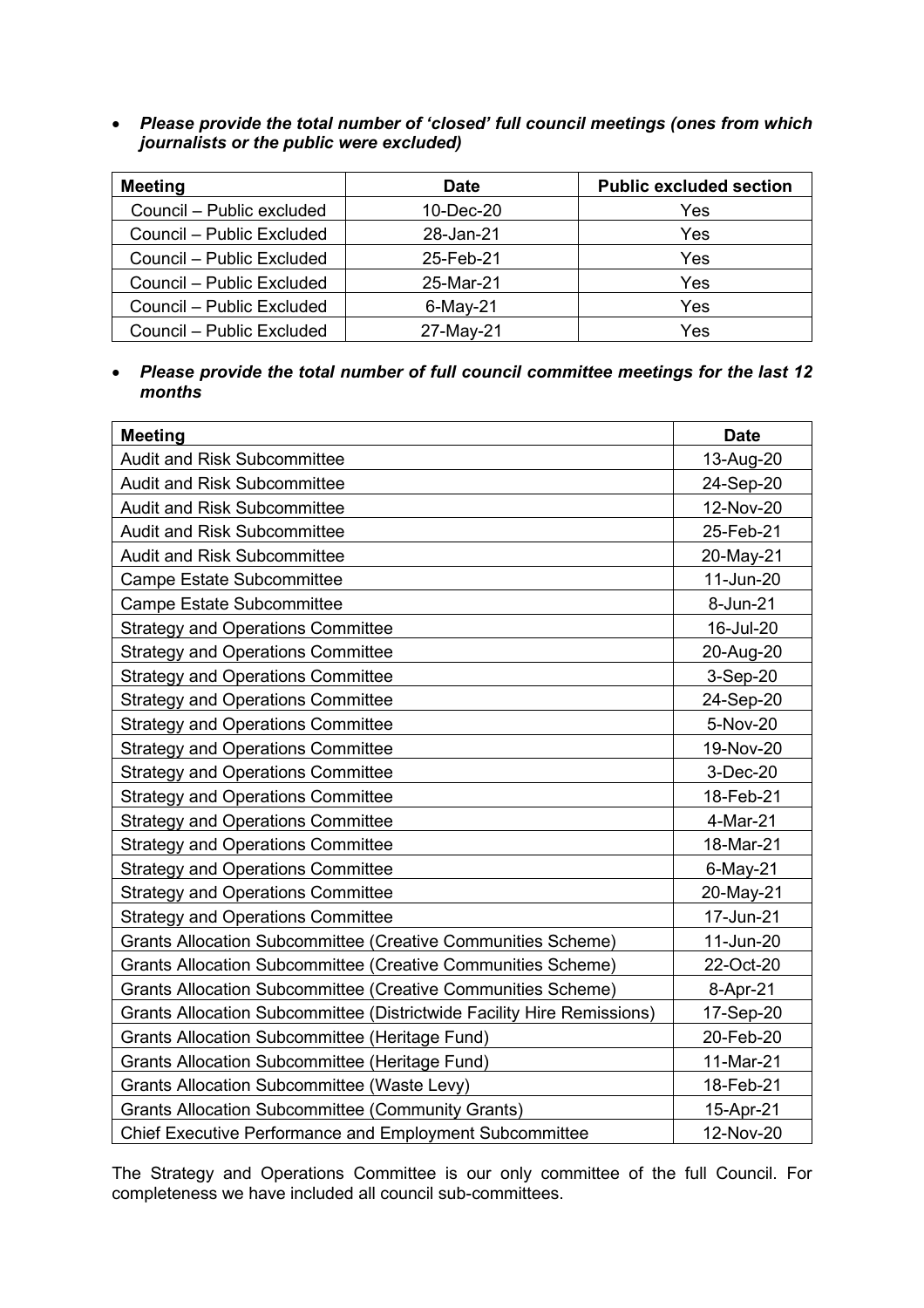- ***Please provide the total number of 'closed' full council meetings (ones from which journalists or the public were excluded)***

| Meeting | Date | Public excluded section |
| --- | --- | --- |
| Council – Public excluded | 10-Dec-20 | Yes |
| Council – Public Excluded | 28-Jan-21 | Yes |
| Council – Public Excluded | 25-Feb-21 | Yes |
| Council – Public Excluded | 25-Mar-21 | Yes |
| Council – Public Excluded | 6-May-21 | Yes |
| Council – Public Excluded | 27-May-21 | Yes |

- ***Please provide the total number of full council committee meetings for the last 12 months***

| Meeting | Date |
| --- | --- |
| Audit and Risk Subcommittee | 13-Aug-20 |
| Audit and Risk Subcommittee | 24-Sep-20 |
| Audit and Risk Subcommittee | 12-Nov-20 |
| Audit and Risk Subcommittee | 25-Feb-21 |
| Audit and Risk Subcommittee | 20-May-21 |
| Campe Estate Subcommittee | 11-Jun-20 |
| Campe Estate Subcommittee | 8-Jun-21 |
| Strategy and Operations Committee | 16-Jul-20 |
| Strategy and Operations Committee | 20-Aug-20 |
| Strategy and Operations Committee | 3-Sep-20 |
| Strategy and Operations Committee | 24-Sep-20 |
| Strategy and Operations Committee | 5-Nov-20 |
| Strategy and Operations Committee | 19-Nov-20 |
| Strategy and Operations Committee | 3-Dec-20 |
| Strategy and Operations Committee | 18-Feb-21 |
| Strategy and Operations Committee | 4-Mar-21 |
| Strategy and Operations Committee | 18-Mar-21 |
| Strategy and Operations Committee | 6-May-21 |
| Strategy and Operations Committee | 20-May-21 |
| Strategy and Operations Committee | 17-Jun-21 |
| Grants Allocation Subcommittee (Creative Communities Scheme) | 11-Jun-20 |
| Grants Allocation Subcommittee (Creative Communities Scheme) | 22-Oct-20 |
| Grants Allocation Subcommittee (Creative Communities Scheme) | 8-Apr-21 |
| Grants Allocation Subcommittee (Districtwide Facility Hire Remissions) | 17-Sep-20 |
| Grants Allocation Subcommittee (Heritage Fund) | 20-Feb-20 |
| Grants Allocation Subcommittee (Heritage Fund) | 11-Mar-21 |
| Grants Allocation Subcommittee (Waste Levy) | 18-Feb-21 |
| Grants Allocation Subcommittee (Community Grants) | 15-Apr-21 |
| Chief Executive Performance and Employment Subcommittee | 12-Nov-20 |

The Strategy and Operations Committee is our only committee of the full Council. For completeness we have included all council sub-committees.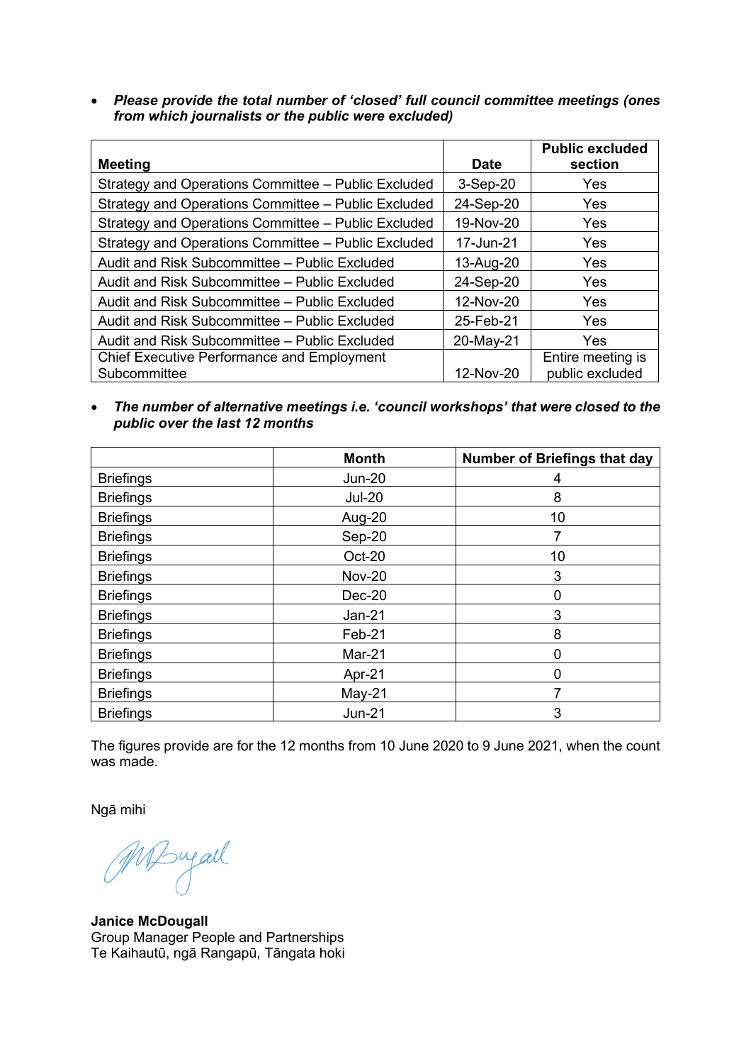- ***Please provide the total number of 'closed' full council committee meetings (ones from which journalists or the public were excluded)***

| Meeting | Date | Public excluded section |
|---|---|---|
| Strategy and Operations Committee – Public Excluded | 3-Sep-20 | Yes |
| Strategy and Operations Committee – Public Excluded | 24-Sep-20 | Yes |
| Strategy and Operations Committee – Public Excluded | 19-Nov-20 | Yes |
| Strategy and Operations Committee – Public Excluded | 17-Jun-21 | Yes |
| Audit and Risk Subcommittee – Public Excluded | 13-Aug-20 | Yes |
| Audit and Risk Subcommittee – Public Excluded | 24-Sep-20 | Yes |
| Audit and Risk Subcommittee – Public Excluded | 12-Nov-20 | Yes |
| Audit and Risk Subcommittee – Public Excluded | 25-Feb-21 | Yes |
| Audit and Risk Subcommittee – Public Excluded | 20-May-21 | Yes |
| Chief Executive Performance and Employment Subcommittee | 12-Nov-20 | Entire meeting is public excluded |

- ***The number of alternative meetings i.e. 'council workshops' that were closed to the public over the last 12 months***

| | Month | Number of Briefings that day |
|---|---|---|
| Briefings | Jun-20 | 4 |
| Briefings | Jul-20 | 8 |
| Briefings | Aug-20 | 10 |
| Briefings | Sep-20 | 7 |
| Briefings | Oct-20 | 10 |
| Briefings | Nov-20 | 3 |
| Briefings | Dec-20 | 0 |
| Briefings | Jan-21 | 3 |
| Briefings | Feb-21 | 8 |
| Briefings | Mar-21 | 0 |
| Briefings | Apr-21 | 0 |
| Briefings | May-21 | 7 |
| Briefings | Jun-21 | 3 |

The figures provide are for the 12 months from 10 June 2020 to 9 June 2021, when the count was made.

Ngā mihi

**Janice McDougall**
Group Manager People and Partnerships
Te Kaihautū, ngā Rangapū, Tāngata hoki